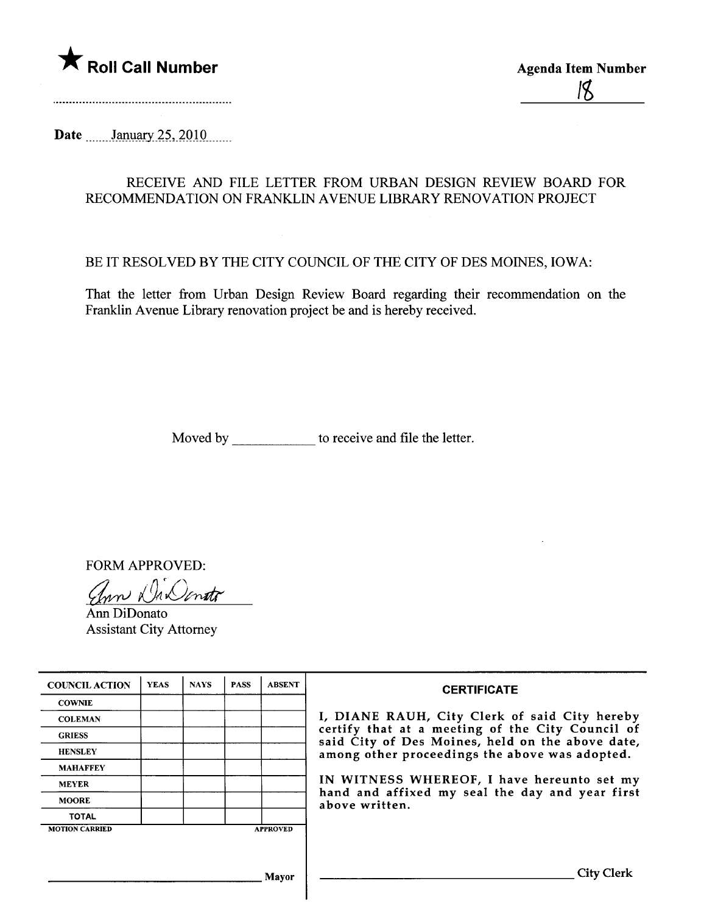★ **Roll Call Number**

........................................................

**Agenda Item Number**

18

**Date** January 25, 2010

RECEIVE AND FILE LETTER FROM URBAN DESIGN REVIEW BOARD FOR RECOMMENDATION ON FRANKLIN AVENUE LIBRARY RENOVATION PROJECT

BE IT RESOLVED BY THE CITY COUNCIL OF THE CITY OF DES MOINES, IOWA:

That the letter from Urban Design Review Board regarding their recommendation on the Franklin Avenue Library renovation project be and is hereby received.

Moved by ____________ to receive and file the letter.

FORM APPROVED:

Ann DiDonato
Assistant City Attorney

| COUNCIL ACTION | YEAS | NAYS | PASS | ABSENT |
|---|---|---|---|---|
| COWNIE | | | | |
| COLEMAN | | | | |
| GRIESS | | | | |
| HENSLEY | | | | |
| MAHAFFEY | | | | |
| MEYER | | | | |
| MOORE | | | | |
| TOTAL | | | | |
| MOTION CARRIED | | | | APPROVED |

_______________________________ Mayor

**CERTIFICATE**

I, DIANE RAUH, City Clerk of said City hereby certify that at a meeting of the City Council of said City of Des Moines, held on the above date, among other proceedings the above was adopted.

IN WITNESS WHEREOF, I have hereunto set my hand and affixed my seal the day and year first above written.

_______________________________ City Clerk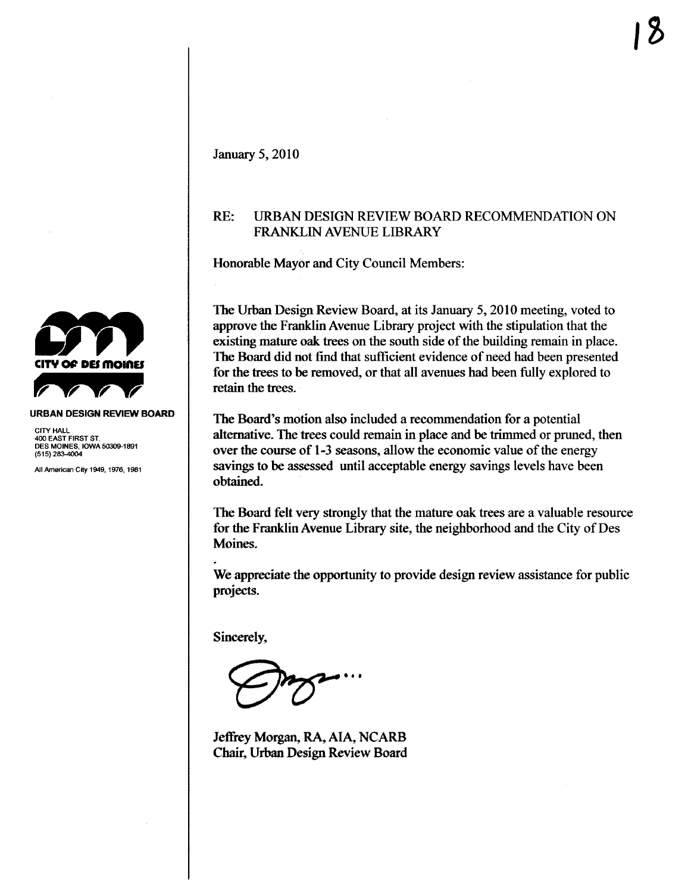**CITY OF DES MOINES**

**URBAN DESIGN REVIEW BOARD**

CITY HALL
400 EAST FIRST ST.
DES MOINES, IOWA 50309-1891
(515) 283-4004

All American City 1949, 1976, 1981

January 5, 2010

RE: URBAN DESIGN REVIEW BOARD RECOMMENDATION ON FRANKLIN AVENUE LIBRARY

Honorable Mayor and City Council Members:

The Urban Design Review Board, at its January 5, 2010 meeting, voted to approve the Franklin Avenue Library project with the stipulation that the existing mature oak trees on the south side of the building remain in place. The Board did not find that sufficient evidence of need had been presented for the trees to be removed, or that all avenues had been fully explored to retain the trees.

The Board's motion also included a recommendation for a potential alternative. The trees could remain in place and be trimmed or pruned, then over the course of 1-3 seasons, allow the economic value of the energy savings to be assessed until acceptable energy savings levels have been obtained.

The Board felt very strongly that the mature oak trees are a valuable resource for the Franklin Avenue Library site, the neighborhood and the City of Des Moines.

We appreciate the opportunity to provide design review assistance for public projects.

Sincerely,

Jeffrey Morgan, RA, AIA, NCARB
Chair, Urban Design Review Board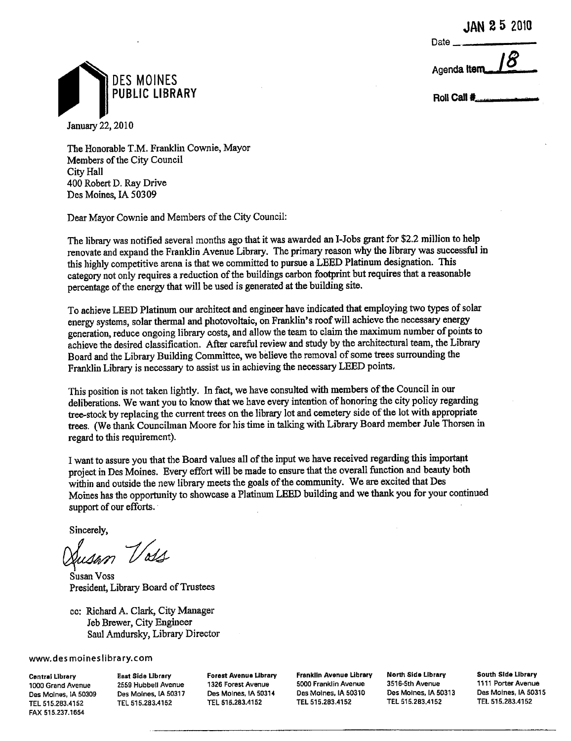JAN 25 2010

Date ___________

Agenda Item 18

Roll Call # ___________

DES MOINES PUBLIC LIBRARY

January 22, 2010

The Honorable T.M. Franklin Cownie, Mayor
Members of the City Council
City Hall
400 Robert D. Ray Drive
Des Moines, IA 50309

Dear Mayor Cownie and Members of the City Council:

The library was notified several months ago that it was awarded an I-Jobs grant for $2.2 million to help renovate and expand the Franklin Avenue Library. The primary reason why the library was successful in this highly competitive arena is that we committed to pursue a LEED Platinum designation. This category not only requires a reduction of the buildings carbon footprint but requires that a reasonable percentage of the energy that will be used is generated at the building site.

To achieve LEED Platinum our architect and engineer have indicated that employing two types of solar energy systems, solar thermal and photovoltaic, on Franklin's roof will achieve the necessary energy generation, reduce ongoing library costs, and allow the team to claim the maximum number of points to achieve the desired classification. After careful review and study by the architectural team, the Library Board and the Library Building Committee, we believe the removal of some trees surrounding the Franklin Library is necessary to assist us in achieving the necessary LEED points.

This position is not taken lightly. In fact, we have consulted with members of the Council in our deliberations. We want you to know that we have every intention of honoring the city policy regarding tree-stock by replacing the current trees on the library lot and cemetery side of the lot with appropriate trees. (We thank Councilman Moore for his time in talking with Library Board member Jule Thorsen in regard to this requirement).

I want to assure you that the Board values all of the input we have received regarding this important project in Des Moines. Every effort will be made to ensure that the overall function and beauty both within and outside the new library meets the goals of the community. We are excited that Des Moines has the opportunity to showcase a Platinum LEED building and we thank you for your continued support of our efforts.

Sincerely,

Susan Voss

Susan Voss
President, Library Board of Trustees

cc: Richard A. Clark, City Manager
Jeb Brewer, City Engineer
Saul Amdursky, Library Director

www.desmoineslibrary.com

**Central Library**
1000 Grand Avenue
Des Moines, IA 50309
TEL 515.283.4152
FAX 515.237.1654

**East Side Library**
2559 Hubbell Avenue
Des Moines, IA 50317
TEL 515.283.4152

**Forest Avenue Library**
1326 Forest Avenue
Des Moines, IA 50314
TEL 515.283.4152

**Franklin Avenue Library**
5000 Franklin Avenue
Des Moines, IA 50310
TEL 515.283.4152

**North Side Library**
3516-5th Avenue
Des Moines, IA 50313
TEL 515.283.4152

**South Side Library**
1111 Porter Avenue
Des Moines, IA 50315
TEL 515.283.4152